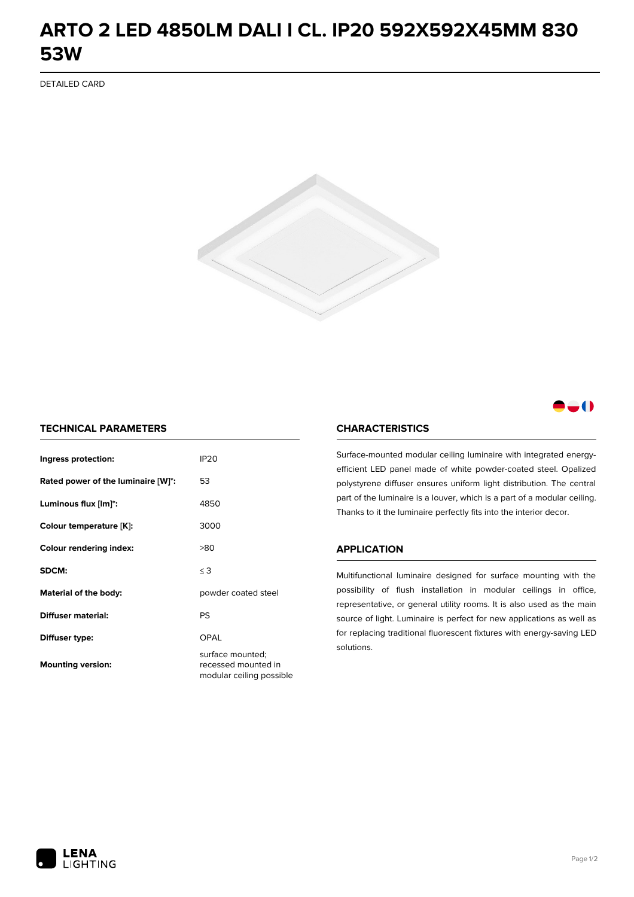# ARTO 2 LED 4850LM DALI I CL. IP20 592X592X45MM 830 53W

DETAILED CARD

## TECHNICAL PARAMETERS

| | |
|---|---|
| **Ingress protection:** | IP20 |
| **Rated power of the luminaire [W]*:** | 53 |
| **Luminous flux [lm]*:** | 4850 |
| **Colour temperature [K]:** | 3000 |
| **Colour rendering index:** | >80 |
| **SDCM:** | ≤ 3 |
| **Material of the body:** | powder coated steel |
| **Diffuser material:** | PS |
| **Diffuser type:** | OPAL |
| **Mounting version:** | surface mounted; recessed mounted in modular ceiling possible |

## CHARACTERISTICS

Surface-mounted modular ceiling luminaire with integrated energy-efficient LED panel made of white powder-coated steel. Opalized polystyrene diffuser ensures uniform light distribution. The central part of the luminaire is a louver, which is a part of a modular ceiling. Thanks to it the luminaire perfectly fits into the interior decor.

## APPLICATION

Multifunctional luminaire designed for surface mounting with the possibility of flush installation in modular ceilings in office, representative, or general utility rooms. It is also used as the main source of light. Luminaire is perfect for new applications as well as for replacing traditional fluorescent fixtures with energy-saving LED solutions.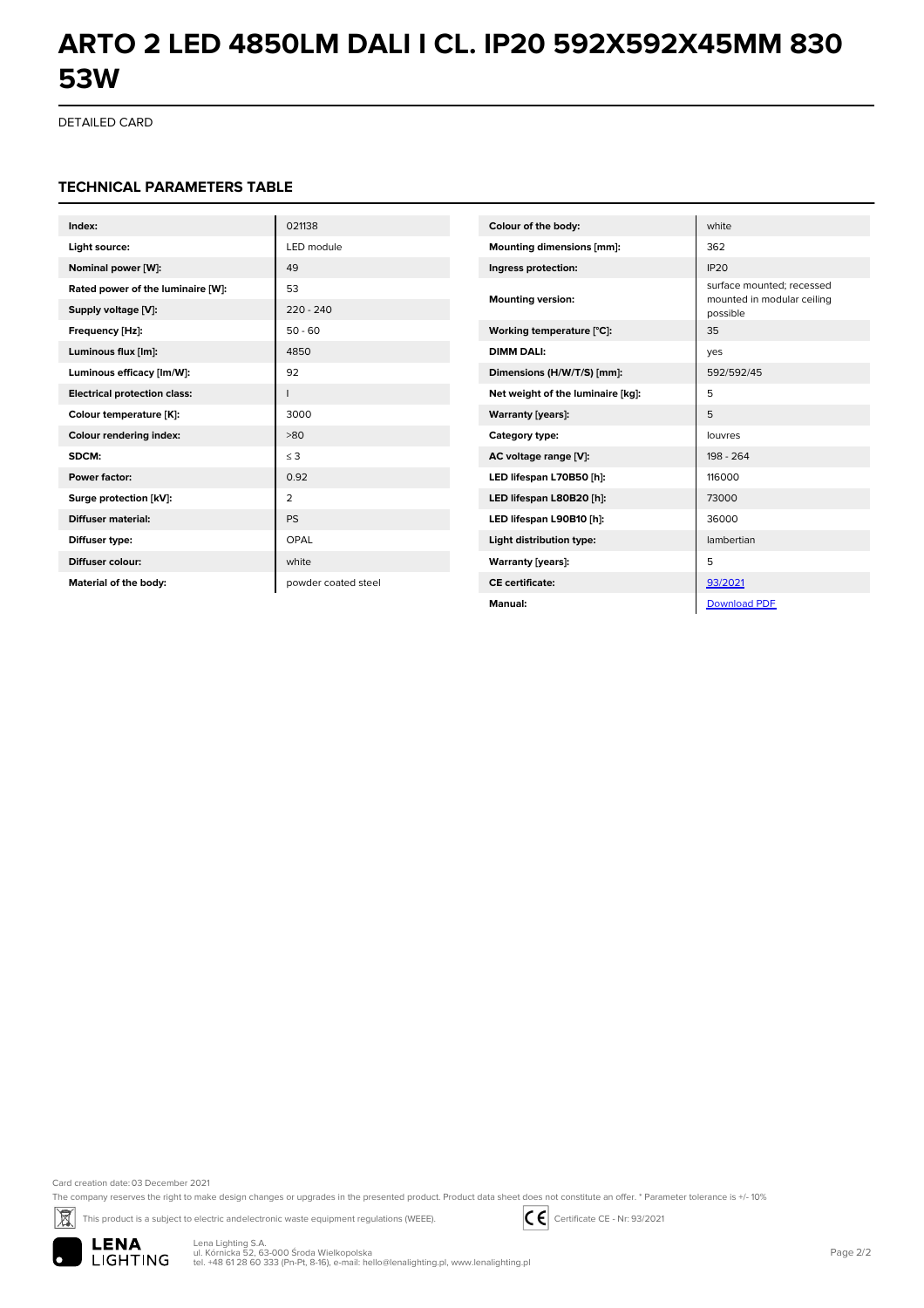# ARTO 2 LED 4850LM DALI I CL. IP20 592X592X45MM 830 53W

DETAILED CARD

## TECHNICAL PARAMETERS TABLE

| | |
|---|---|
| **Index:** | 021138 |
| **Light source:** | LED module |
| **Nominal power [W]:** | 49 |
| **Rated power of the luminaire [W]:** | 53 |
| **Supply voltage [V]:** | 220 - 240 |
| **Frequency [Hz]:** | 50 - 60 |
| **Luminous flux [lm]:** | 4850 |
| **Luminous efficacy [lm/W]:** | 92 |
| **Electrical protection class:** | I |
| **Colour temperature [K]:** | 3000 |
| **Colour rendering index:** | >80 |
| **SDCM:** | ≤ 3 |
| **Power factor:** | 0.92 |
| **Surge protection [kV]:** | 2 |
| **Diffuser material:** | PS |
| **Diffuser type:** | OPAL |
| **Diffuser colour:** | white |
| **Material of the body:** | powder coated steel |
| **Colour of the body:** | white |
| **Mounting dimensions [mm]:** | 362 |
| **Ingress protection:** | IP20 |
| **Mounting version:** | surface mounted; recessed mounted in modular ceiling possible |
| **Working temperature [°C]:** | 35 |
| **DIMM DALI:** | yes |
| **Dimensions (H/W/T/S) [mm]:** | 592/592/45 |
| **Net weight of the luminaire [kg]:** | 5 |
| **Warranty [years]:** | 5 |
| **Category type:** | louvres |
| **AC voltage range [V]:** | 198 - 264 |
| **LED lifespan L70B50 [h]:** | 116000 |
| **LED lifespan L80B20 [h]:** | 73000 |
| **LED lifespan L90B10 [h]:** | 36000 |
| **Light distribution type:** | lambertian |
| **Warranty [years]:** | 5 |
| **CE certificate:** | 93/2021 |
| **Manual:** | Download PDF |

Card creation date: 03 December 2021

The company reserves the right to make design changes or upgrades in the presented product. Product data sheet does not constitute an offer. * Parameter tolerance is +/- 10%

This product is a subject to electric andelectronic waste equipment regulations (WEEE).

Certificate CE - Nr: 93/2021

Lena Lighting S.A.
ul. Kórnicka 52, 63-000 Środa Wielkopolska
tel. +48 61 28 60 333 (Pn-Pt, 8-16), e-mail: hello@lenalighting.pl, www.lenalighting.pl